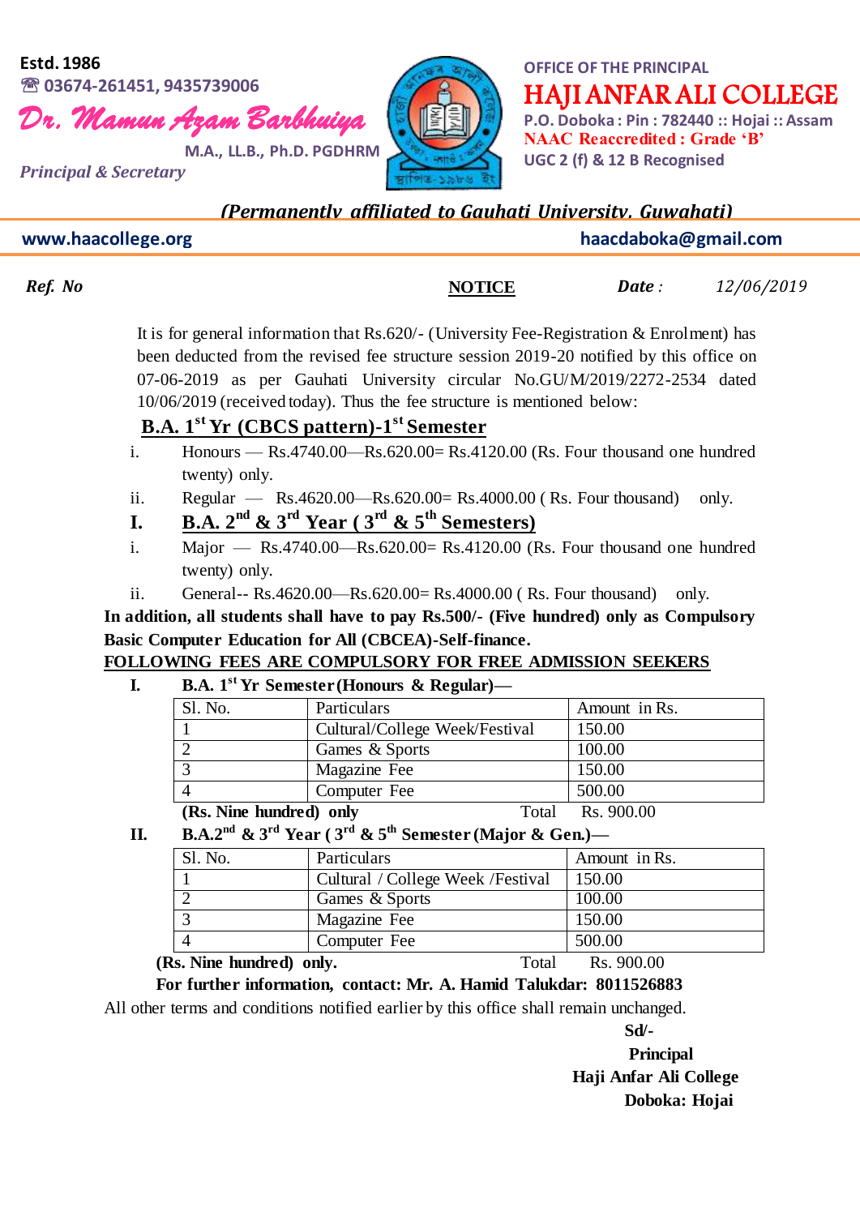Estd. 1986
☎ 03674-261451, 9435739006

**Dr. Mamun Azam Barbhuiya**
M.A., LL.B., Ph.D. PGDHRM
*Principal & Secretary*

OFFICE OF THE PRINCIPAL

# HAJI ANFAR ALI COLLEGE

P.O. Doboka : Pin : 782440 :: Hojai :: Assam
**NAAC Reaccredited : Grade 'B'**
UGC 2 (f) & 12 B Recognised

*(Permanently affiliated to Gauhati University, Guwahati)*

www.haacollege.org haacdaboka@gmail.com

*Ref. No* **NOTICE** *Date :* 12/06/2019

It is for general information that Rs.620/- (University Fee-Registration & Enrolment) has been deducted from the revised fee structure session 2019-20 notified by this office on 07-06-2019 as per Gauhati University circular No.GU/M/2019/2272-2534 dated 10/06/2019 (received today). Thus the fee structure is mentioned below:

**B.A. 1st Yr (CBCS pattern)-1st Semester**

i. Honours — Rs.4740.00—Rs.620.00= Rs.4120.00 (Rs. Four thousand one hundred twenty) only.

ii. Regular — Rs.4620.00—Rs.620.00= Rs.4000.00 ( Rs. Four thousand) only.

**I. B.A. 2nd & 3rd Year ( 3rd & 5th Semesters)**

i. Major — Rs.4740.00—Rs.620.00= Rs.4120.00 (Rs. Four thousand one hundred twenty) only.

ii. General-- Rs.4620.00—Rs.620.00= Rs.4000.00 ( Rs. Four thousand) only.

**In addition, all students shall have to pay Rs.500/- (Five hundred) only as Compulsory Basic Computer Education for All (CBCEA)-Self-finance.**

**FOLLOWING FEES ARE COMPULSORY FOR FREE ADMISSION SEEKERS**

**I. B.A. 1st Yr Semester (Honours & Regular)—**

| Sl. No. | Particulars | Amount in Rs. |
|---|---|---|
| 1 | Cultural/College Week/Festival | 150.00 |
| 2 | Games & Sports | 100.00 |
| 3 | Magazine Fee | 150.00 |
| 4 | Computer Fee | 500.00 |

**(Rs. Nine hundred) only** Total Rs. 900.00

**II. B.A.2nd & 3rd Year ( 3rd & 5th Semester (Major & Gen.)—**

| Sl. No. | Particulars | Amount in Rs. |
|---|---|---|
| 1 | Cultural / College Week /Festival | 150.00 |
| 2 | Games & Sports | 100.00 |
| 3 | Magazine Fee | 150.00 |
| 4 | Computer Fee | 500.00 |

**(Rs. Nine hundred) only.** Total Rs. 900.00

**For further information, contact: Mr. A. Hamid Talukdar: 8011526883**

All other terms and conditions notified earlier by this office shall remain unchanged.

**Sd/-**
**Principal**
**Haji Anfar Ali College**
**Doboka: Hojai**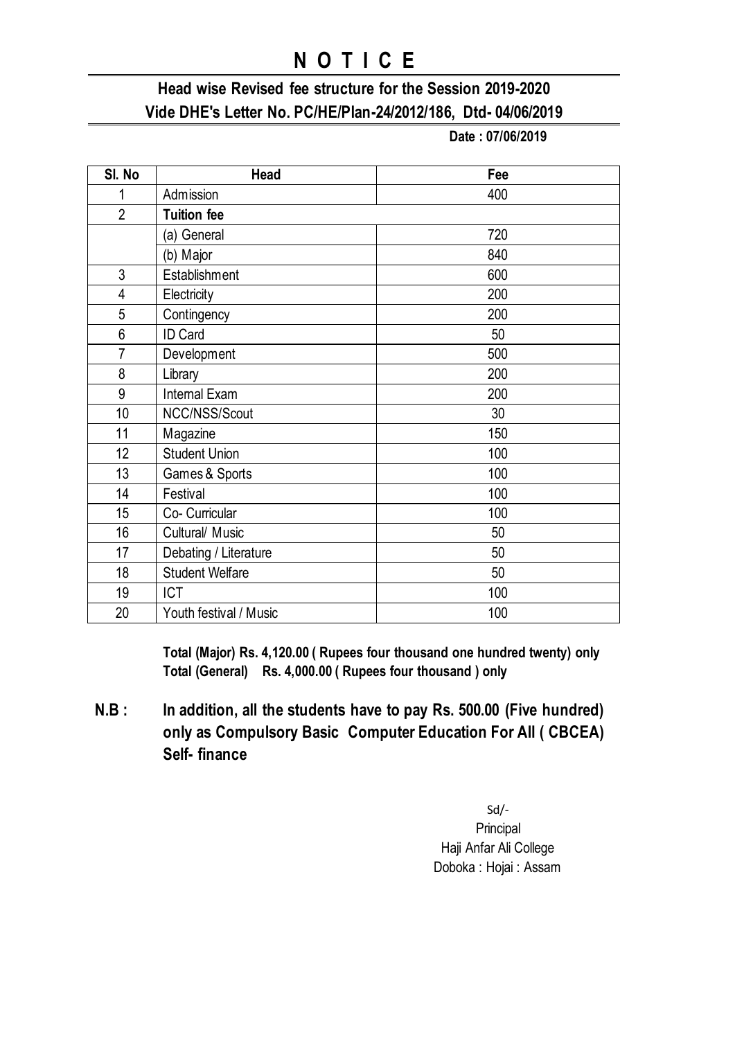# N O T I C E

## Head wise Revised fee structure for the Session 2019-2020
## Vide DHE's Letter No. PC/HE/Plan-24/2012/186, Dtd- 04/06/2019

**Date : 07/06/2019**

| Sl. No | Head | Fee |
|---|---|---|
| 1 | Admission | 400 |
| 2 | **Tuition fee** | |
| | (a) General | 720 |
| | (b) Major | 840 |
| 3 | Establishment | 600 |
| 4 | Electricity | 200 |
| 5 | Contingency | 200 |
| 6 | ID Card | 50 |
| 7 | Development | 500 |
| 8 | Library | 200 |
| 9 | Internal Exam | 200 |
| 10 | NCC/NSS/Scout | 30 |
| 11 | Magazine | 150 |
| 12 | Student Union | 100 |
| 13 | Games & Sports | 100 |
| 14 | Festival | 100 |
| 15 | Co- Curricular | 100 |
| 16 | Cultural/ Music | 50 |
| 17 | Debating / Literature | 50 |
| 18 | Student Welfare | 50 |
| 19 | ICT | 100 |
| 20 | Youth festival / Music | 100 |

**Total (Major) Rs. 4,120.00 ( Rupees four thousand one hundred twenty) only**
**Total (General) Rs. 4,000.00 ( Rupees four thousand ) only**

**N.B : In addition, all the students have to pay Rs. 500.00 (Five hundred) only as Compulsory Basic Computer Education For All ( CBCEA) Self- finance**

Sd/-
Principal
Haji Anfar Ali College
Doboka : Hojai : Assam